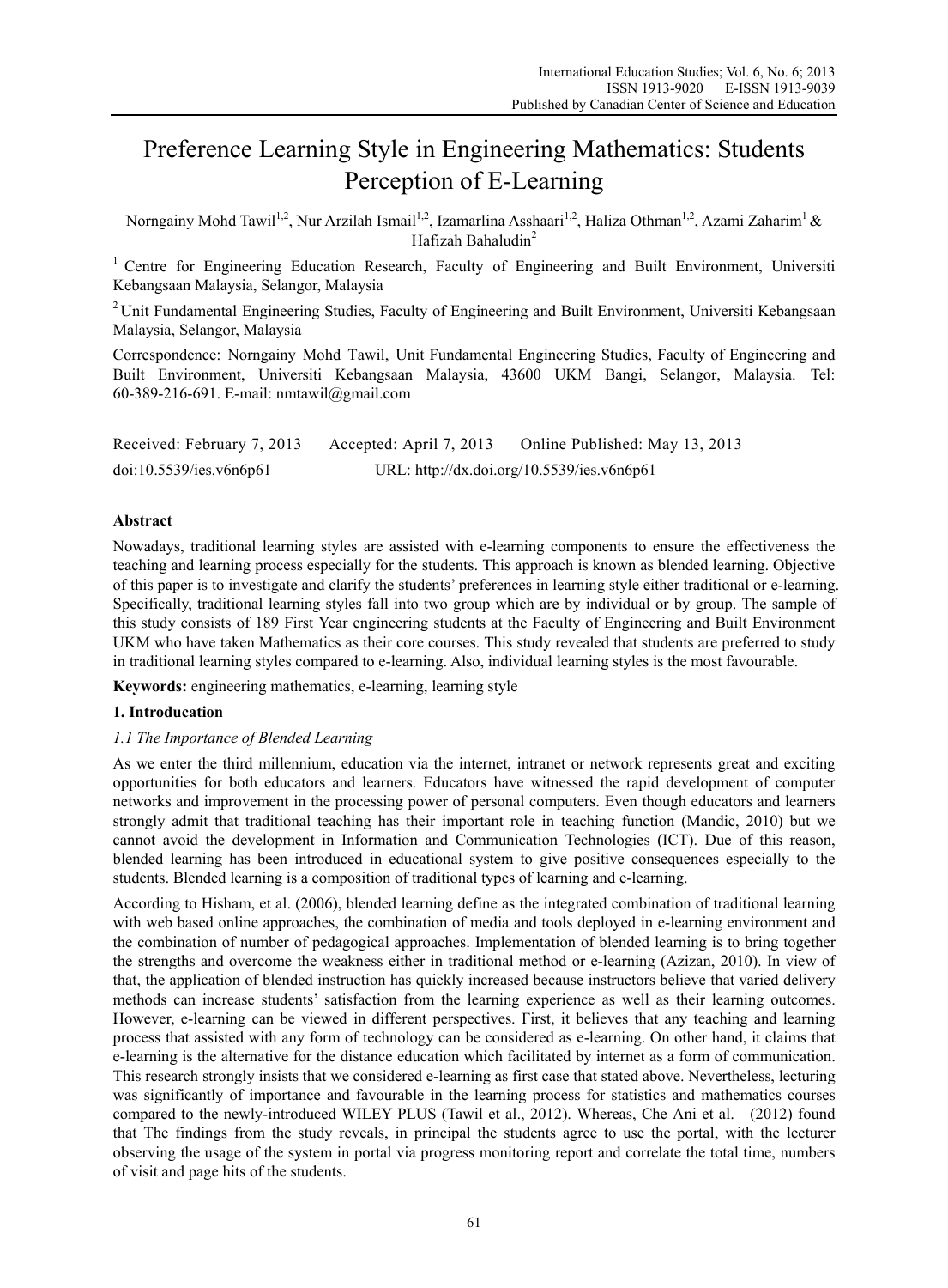# Preference Learning Style in Engineering Mathematics: Students Perception of E-Learning

Norngainy Mohd Tawil[1,2], Nur Arzilah Ismail[1,2], Izamarlina Asshaari[1,2], Haliza Othman[1,2], Azami Zaharim[1] & Hafizah Bahaludin[2]

[1] Centre for Engineering Education Research, Faculty of Engineering and Built Environment, Universiti Kebangsaan Malaysia, Selangor, Malaysia

[2] Unit Fundamental Engineering Studies, Faculty of Engineering and Built Environment, Universiti Kebangsaan Malaysia, Selangor, Malaysia

Correspondence: Norngainy Mohd Tawil, Unit Fundamental Engineering Studies, Faculty of Engineering and Built Environment, Universiti Kebangsaan Malaysia, 43600 UKM Bangi, Selangor, Malaysia. Tel: 60-389-216-691. E-mail: nmtawil@gmail.com

Received: February 7, 2013 Accepted: April 7, 2013 Online Published: May 13, 2013

doi:10.5539/ies.v6n6p61 URL: http://dx.doi.org/10.5539/ies.v6n6p61

## Abstract

Nowadays, traditional learning styles are assisted with e-learning components to ensure the effectiveness the teaching and learning process especially for the students. This approach is known as blended learning. Objective of this paper is to investigate and clarify the students' preferences in learning style either traditional or e-learning. Specifically, traditional learning styles fall into two group which are by individual or by group. The sample of this study consists of 189 First Year engineering students at the Faculty of Engineering and Built Environment UKM who have taken Mathematics as their core courses. This study revealed that students are preferred to study in traditional learning styles compared to e-learning. Also, individual learning styles is the most favourable.

**Keywords:** engineering mathematics, e-learning, learning style

## 1. Introducation

### *1.1 The Importance of Blended Learning*

As we enter the third millennium, education via the internet, intranet or network represents great and exciting opportunities for both educators and learners. Educators have witnessed the rapid development of computer networks and improvement in the processing power of personal computers. Even though educators and learners strongly admit that traditional teaching has their important role in teaching function (Mandic, 2010) but we cannot avoid the development in Information and Communication Technologies (ICT). Due of this reason, blended learning has been introduced in educational system to give positive consequences especially to the students. Blended learning is a composition of traditional types of learning and e-learning.

According to Hisham, et al. (2006), blended learning define as the integrated combination of traditional learning with web based online approaches, the combination of media and tools deployed in e-learning environment and the combination of number of pedagogical approaches. Implementation of blended learning is to bring together the strengths and overcome the weakness either in traditional method or e-learning (Azizan, 2010). In view of that, the application of blended instruction has quickly increased because instructors believe that varied delivery methods can increase students' satisfaction from the learning experience as well as their learning outcomes. However, e-learning can be viewed in different perspectives. First, it believes that any teaching and learning process that assisted with any form of technology can be considered as e-learning. On other hand, it claims that e-learning is the alternative for the distance education which facilitated by internet as a form of communication. This research strongly insists that we considered e-learning as first case that stated above. Nevertheless, lecturing was significantly of importance and favourable in the learning process for statistics and mathematics courses compared to the newly-introduced WILEY PLUS (Tawil et al., 2012). Whereas, Che Ani et al. (2012) found that The findings from the study reveals, in principal the students agree to use the portal, with the lecturer observing the usage of the system in portal via progress monitoring report and correlate the total time, numbers of visit and page hits of the students.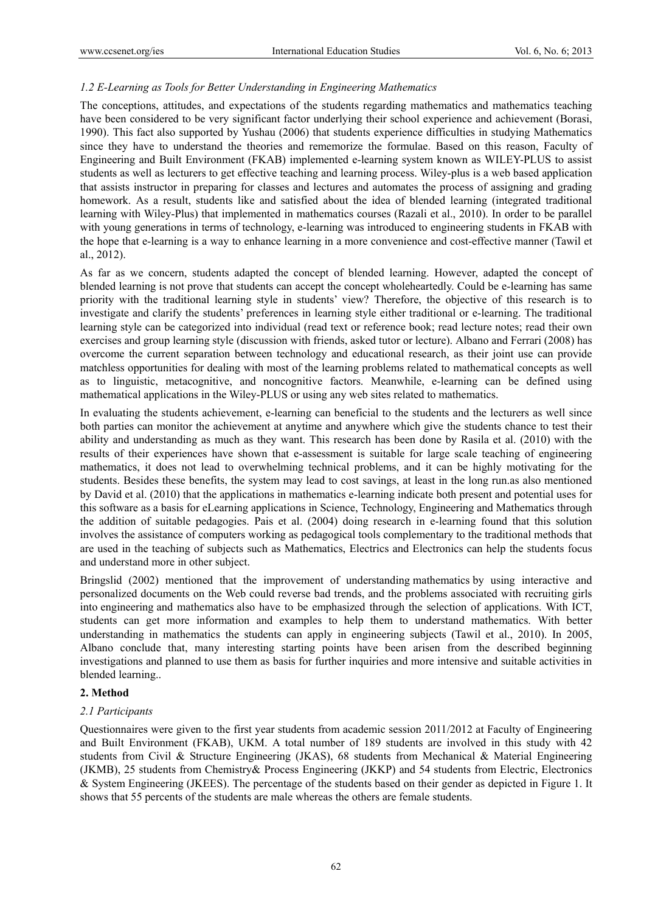### *1.2 E-Learning as Tools for Better Understanding in Engineering Mathematics*

The conceptions, attitudes, and expectations of the students regarding mathematics and mathematics teaching have been considered to be very significant factor underlying their school experience and achievement (Borasi, 1990). This fact also supported by Yushau (2006) that students experience difficulties in studying Mathematics since they have to understand the theories and rememorize the formulae. Based on this reason, Faculty of Engineering and Built Environment (FKAB) implemented e-learning system known as WILEY-PLUS to assist students as well as lecturers to get effective teaching and learning process. Wiley-plus is a web based application that assists instructor in preparing for classes and lectures and automates the process of assigning and grading homework. As a result, students like and satisfied about the idea of blended learning (integrated traditional learning with Wiley-Plus) that implemented in mathematics courses (Razali et al., 2010). In order to be parallel with young generations in terms of technology, e-learning was introduced to engineering students in FKAB with the hope that e-learning is a way to enhance learning in a more convenience and cost-effective manner (Tawil et al., 2012).

As far as we concern, students adapted the concept of blended learning. However, adapted the concept of blended learning is not prove that students can accept the concept wholeheartedly. Could be e-learning has same priority with the traditional learning style in students' view? Therefore, the objective of this research is to investigate and clarify the students' preferences in learning style either traditional or e-learning. The traditional learning style can be categorized into individual (read text or reference book; read lecture notes; read their own exercises and group learning style (discussion with friends, asked tutor or lecture). Albano and Ferrari (2008) has overcome the current separation between technology and educational research, as their joint use can provide matchless opportunities for dealing with most of the learning problems related to mathematical concepts as well as to linguistic, metacognitive, and noncognitive factors. Meanwhile, e-learning can be defined using mathematical applications in the Wiley-PLUS or using any web sites related to mathematics.

In evaluating the students achievement, e-learning can beneficial to the students and the lecturers as well since both parties can monitor the achievement at anytime and anywhere which give the students chance to test their ability and understanding as much as they want. This research has been done by Rasila et al. (2010) with the results of their experiences have shown that e-assessment is suitable for large scale teaching of engineering mathematics, it does not lead to overwhelming technical problems, and it can be highly motivating for the students. Besides these benefits, the system may lead to cost savings, at least in the long run.as also mentioned by David et al. (2010) that the applications in mathematics e-learning indicate both present and potential uses for this software as a basis for eLearning applications in Science, Technology, Engineering and Mathematics through the addition of suitable pedagogies. Pais et al. (2004) doing research in e-learning found that this solution involves the assistance of computers working as pedagogical tools complementary to the traditional methods that are used in the teaching of subjects such as Mathematics, Electrics and Electronics can help the students focus and understand more in other subject.

Bringslid (2002) mentioned that the improvement of understanding mathematics by using interactive and personalized documents on the Web could reverse bad trends, and the problems associated with recruiting girls into engineering and mathematics also have to be emphasized through the selection of applications. With ICT, students can get more information and examples to help them to understand mathematics. With better understanding in mathematics the students can apply in engineering subjects (Tawil et al., 2010). In 2005, Albano conclude that, many interesting starting points have been arisen from the described beginning investigations and planned to use them as basis for further inquiries and more intensive and suitable activities in blended learning..

## 2. Method

### *2.1 Participants*

Questionnaires were given to the first year students from academic session 2011/2012 at Faculty of Engineering and Built Environment (FKAB), UKM. A total number of 189 students are involved in this study with 42 students from Civil & Structure Engineering (JKAS), 68 students from Mechanical & Material Engineering (JKMB), 25 students from Chemistry& Process Engineering (JKKP) and 54 students from Electric, Electronics & System Engineering (JKEES). The percentage of the students based on their gender as depicted in Figure 1. It shows that 55 percents of the students are male whereas the others are female students.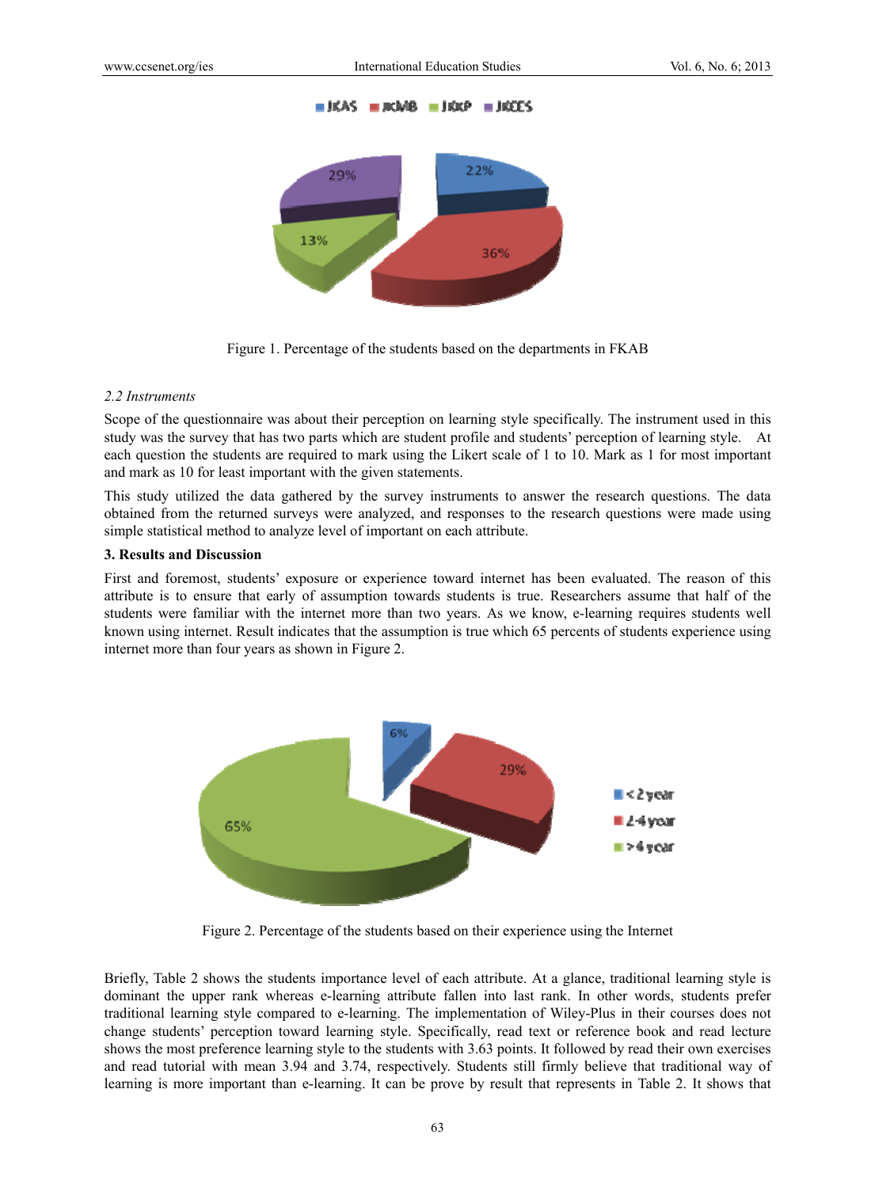Figure 1. Percentage of the students based on the departments in FKAB

*2.2 Instruments*

Scope of the questionnaire was about their perception on learning style specifically. The instrument used in this study was the survey that has two parts which are student profile and students' perception of learning style. At each question the students are required to mark using the Likert scale of 1 to 10. Mark as 1 for most important and mark as 10 for least important with the given statements.

This study utilized the data gathered by the survey instruments to answer the research questions. The data obtained from the returned surveys were analyzed, and responses to the research questions were made using simple statistical method to analyze level of important on each attribute.

### 3. Results and Discussion

First and foremost, students' exposure or experience toward internet has been evaluated. The reason of this attribute is to ensure that early of assumption towards students is true. Researchers assume that half of the students were familiar with the internet more than two years. As we know, e-learning requires students well known using internet. Result indicates that the assumption is true which 65 percents of students experience using internet more than four years as shown in Figure 2.

Figure 2. Percentage of the students based on their experience using the Internet

Briefly, Table 2 shows the students importance level of each attribute. At a glance, traditional learning style is dominant the upper rank whereas e-learning attribute fallen into last rank. In other words, students prefer traditional learning style compared to e-learning. The implementation of Wiley-Plus in their courses does not change students' perception toward learning style. Specifically, read text or reference book and read lecture shows the most preference learning style to the students with 3.63 points. It followed by read their own exercises and read tutorial with mean 3.94 and 3.74, respectively. Students still firmly believe that traditional way of learning is more important than e-learning. It can be prove by result that represents in Table 2. It shows that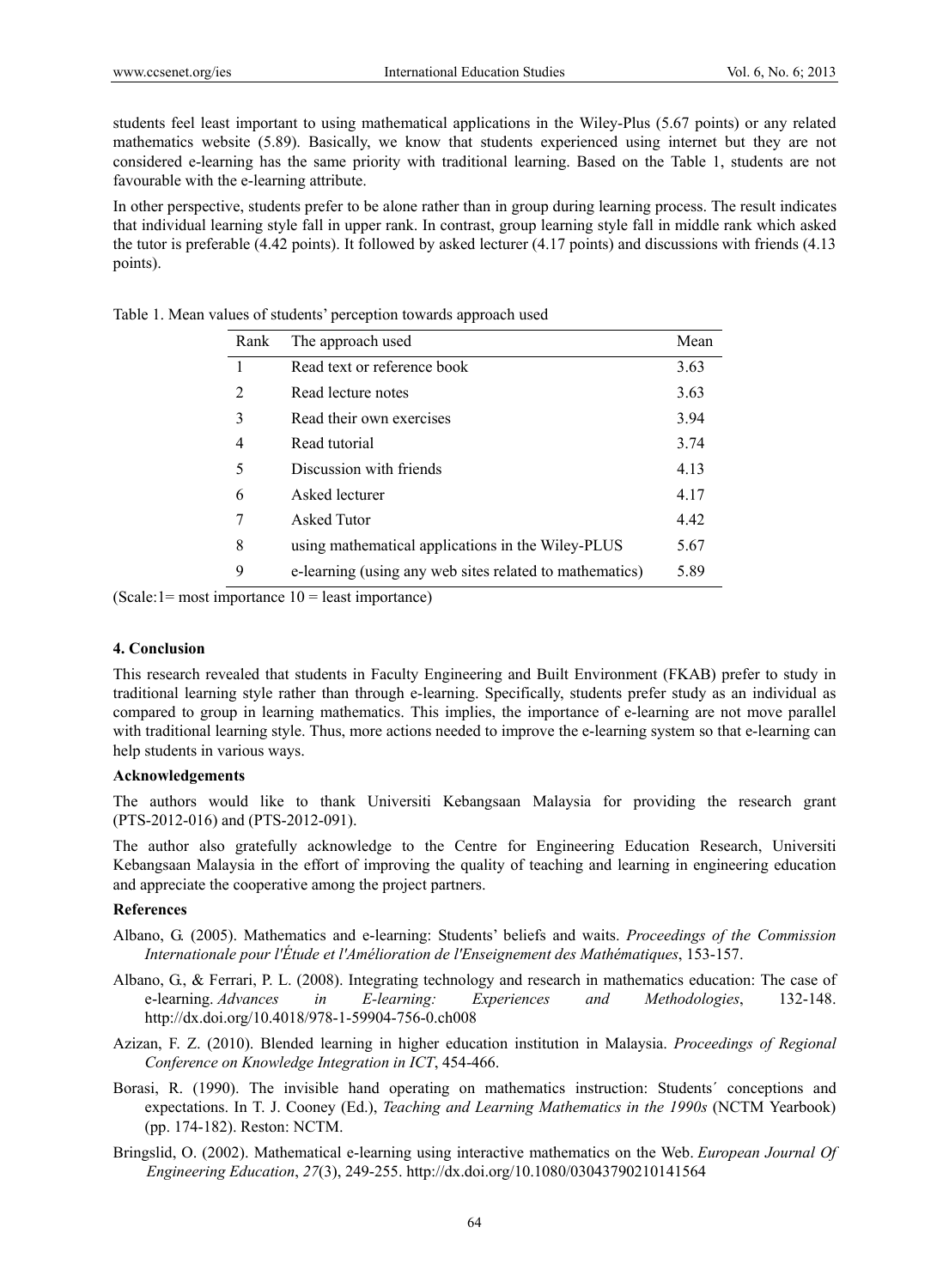students feel least important to using mathematical applications in the Wiley-Plus (5.67 points) or any related mathematics website (5.89). Basically, we know that students experienced using internet but they are not considered e-learning has the same priority with traditional learning. Based on the Table 1, students are not favourable with the e-learning attribute.

In other perspective, students prefer to be alone rather than in group during learning process. The result indicates that individual learning style fall in upper rank. In contrast, group learning style fall in middle rank which asked the tutor is preferable (4.42 points). It followed by asked lecturer (4.17 points) and discussions with friends (4.13 points).

Table 1. Mean values of students' perception towards approach used

| Rank | The approach used | Mean |
|---|---|---|
| 1 | Read text or reference book | 3.63 |
| 2 | Read lecture notes | 3.63 |
| 3 | Read their own exercises | 3.94 |
| 4 | Read tutorial | 3.74 |
| 5 | Discussion with friends | 4.13 |
| 6 | Asked lecturer | 4.17 |
| 7 | Asked Tutor | 4.42 |
| 8 | using mathematical applications in the Wiley-PLUS | 5.67 |
| 9 | e-learning (using any web sites related to mathematics) | 5.89 |

(Scale:1= most importance 10 = least importance)

## 4. Conclusion

This research revealed that students in Faculty Engineering and Built Environment (FKAB) prefer to study in traditional learning style rather than through e-learning. Specifically, students prefer study as an individual as compared to group in learning mathematics. This implies, the importance of e-learning are not move parallel with traditional learning style. Thus, more actions needed to improve the e-learning system so that e-learning can help students in various ways.

### Acknowledgements

The authors would like to thank Universiti Kebangsaan Malaysia for providing the research grant (PTS-2012-016) and (PTS-2012-091).

The author also gratefully acknowledge to the Centre for Engineering Education Research, Universiti Kebangsaan Malaysia in the effort of improving the quality of teaching and learning in engineering education and appreciate the cooperative among the project partners.

### References

Albano, G. (2005). Mathematics and e-learning: Students' beliefs and waits. *Proceedings of the Commission Internationale pour l'Étude et l'Amélioration de l'Enseignement des Mathématiques*, 153-157.

Albano, G., & Ferrari, P. L. (2008). Integrating technology and research in mathematics education: The case of e-learning. *Advances in E-learning: Experiences and Methodologies*, 132-148. http://dx.doi.org/10.4018/978-1-59904-756-0.ch008

Azizan, F. Z. (2010). Blended learning in higher education institution in Malaysia. *Proceedings of Regional Conference on Knowledge Integration in ICT*, 454-466.

Borasi, R. (1990). The invisible hand operating on mathematics instruction: Students´ conceptions and expectations. In T. J. Cooney (Ed.), *Teaching and Learning Mathematics in the 1990s* (NCTM Yearbook) (pp. 174-182). Reston: NCTM.

Bringslid, O. (2002). Mathematical e-learning using interactive mathematics on the Web. *European Journal Of Engineering Education*, *27*(3), 249-255. http://dx.doi.org/10.1080/03043790210141564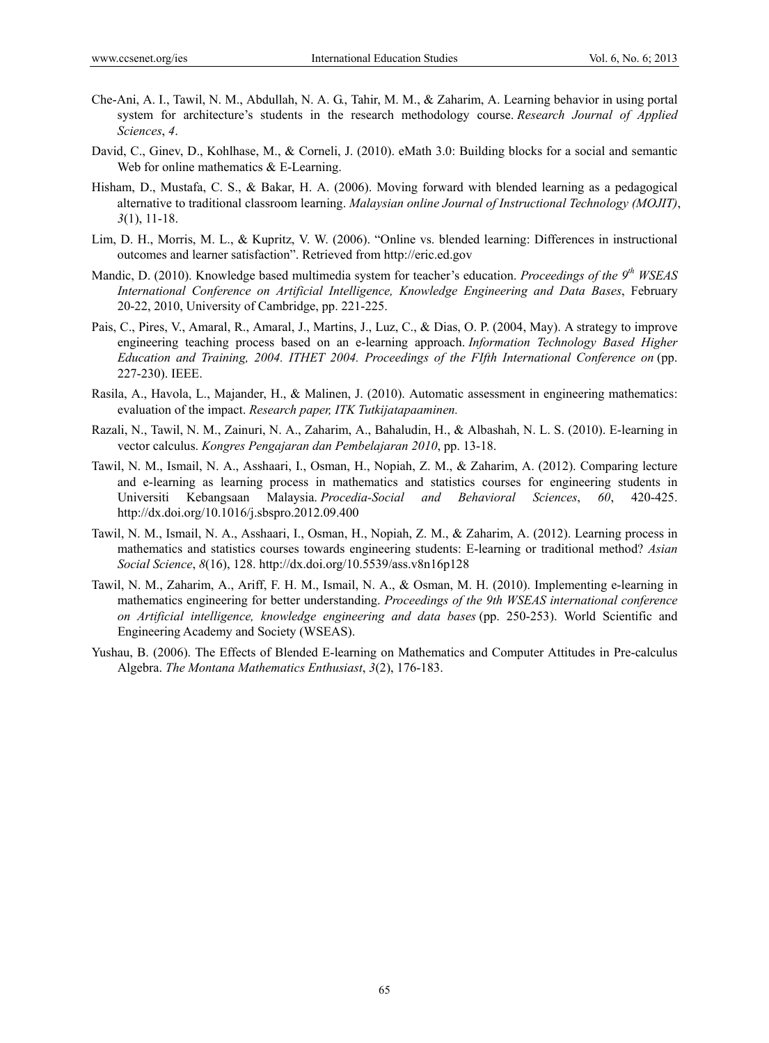Che-Ani, A. I., Tawil, N. M., Abdullah, N. A. G., Tahir, M. M., & Zaharim, A. Learning behavior in using portal system for architecture's students in the research methodology course. *Research Journal of Applied Sciences*, *4*.

David, C., Ginev, D., Kohlhase, M., & Corneli, J. (2010). eMath 3.0: Building blocks for a social and semantic Web for online mathematics & E-Learning.

Hisham, D., Mustafa, C. S., & Bakar, H. A. (2006). Moving forward with blended learning as a pedagogical alternative to traditional classroom learning. *Malaysian online Journal of Instructional Technology (MOJIT)*, *3*(1), 11-18.

Lim, D. H., Morris, M. L., & Kupritz, V. W. (2006). "Online vs. blended learning: Differences in instructional outcomes and learner satisfaction". Retrieved from http://eric.ed.gov

Mandic, D. (2010). Knowledge based multimedia system for teacher's education. *Proceedings of the 9th WSEAS International Conference on Artificial Intelligence, Knowledge Engineering and Data Bases*, February 20-22, 2010, University of Cambridge, pp. 221-225.

Pais, C., Pires, V., Amaral, R., Amaral, J., Martins, J., Luz, C., & Dias, O. P. (2004, May). A strategy to improve engineering teaching process based on an e-learning approach. *Information Technology Based Higher Education and Training, 2004. ITHET 2004. Proceedings of the FIfth International Conference on* (pp. 227-230). IEEE.

Rasila, A., Havola, L., Majander, H., & Malinen, J. (2010). Automatic assessment in engineering mathematics: evaluation of the impact. *Research paper, ITK Tutkijatapaaminen.*

Razali, N., Tawil, N. M., Zainuri, N. A., Zaharim, A., Bahaludin, H., & Albashah, N. L. S. (2010). E-learning in vector calculus. *Kongres Pengajaran dan Pembelajaran 2010*, pp. 13-18.

Tawil, N. M., Ismail, N. A., Asshaari, I., Osman, H., Nopiah, Z. M., & Zaharim, A. (2012). Comparing lecture and e-learning as learning process in mathematics and statistics courses for engineering students in Universiti Kebangsaan Malaysia. *Procedia-Social and Behavioral Sciences*, *60*, 420-425. http://dx.doi.org/10.1016/j.sbspro.2012.09.400

Tawil, N. M., Ismail, N. A., Asshaari, I., Osman, H., Nopiah, Z. M., & Zaharim, A. (2012). Learning process in mathematics and statistics courses towards engineering students: E-learning or traditional method? *Asian Social Science*, *8*(16), 128. http://dx.doi.org/10.5539/ass.v8n16p128

Tawil, N. M., Zaharim, A., Ariff, F. H. M., Ismail, N. A., & Osman, M. H. (2010). Implementing e-learning in mathematics engineering for better understanding. *Proceedings of the 9th WSEAS international conference on Artificial intelligence, knowledge engineering and data bases* (pp. 250-253). World Scientific and Engineering Academy and Society (WSEAS).

Yushau, B. (2006). The Effects of Blended E-learning on Mathematics and Computer Attitudes in Pre-calculus Algebra. *The Montana Mathematics Enthusiast*, *3*(2), 176-183.